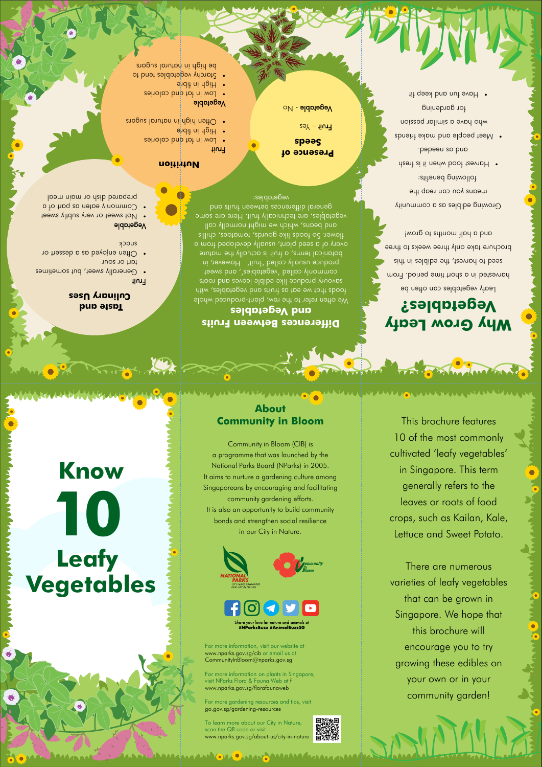# Know 10 Leafy Vegetables

## About Community in Bloom

Community in Bloom (CIB) is a programme that was launched by the National Parks Board (NParks) in 2005. It aims to nurture a gardening culture among Singaporeans by encouraging and facilitating community gardening efforts. It is also an opportunity to build community bonds and strengthen social resilience in our City in Nature.

Share your love for nature and animals at #NParksBuzz #AnimalBuzzSG

For more information, visit our website at www.nparks.gov.sg/cib or email us at CommunityInBloom@nparks.gov.sg

For more information on plants in Singapore, visit NParks Flora & Fauna Web at www.nparks.gov.sg/florafaunaweb

For more gardening resources and tips, visit go.gov.sg/gardening-resources

To learn more about our City in Nature, scan the QR code or visit www.nparks.gov.sg/about-us/city-in-nature

This brochure features 10 of the most commonly cultivated 'leafy vegetables' in Singapore. This term generally refers to the leaves or roots of food crops, such as Kailan, Kale, Lettuce and Sweet Potato.

There are numerous varieties of leafy vegetables that can be grown in Singapore. We hope that this brochure will encourage you to try growing these edibles on your own or in your community garden!

## Why Grow Leafy Vegetables?

Leafy vegetables can often be harvested in a short time period. From seed to harvest, the edibles in this brochure take only three weeks to three and a half months to grow!

Growing edibles as a community means you can reap the following benefits:

- Harvest food when it is fresh and as needed.
- Meet people and make friends who have a similar passion for gardening
- Have fun and keep fit

## Differences Between Fruits and Vegetables

We often refer to the raw, plant-produced whole foods that we eat as fruits and vegetables, with savoury produce like edible leaves and roots commonly called 'vegetables', and sweet produce usually called 'fruit'. However, in botanical terms, a fruit is actually the mature ovary of a seed plant, usually developed from a flower. So foods like gourds, tomatoes, chillis and beans, which we might normally call vegetables, are technically fruit. Here are some general differences between fruits and vegetables:

### Presence of Seeds

Fruit – Yes

Vegetable – No

### Nutrition

Fruit

- Low in fat and calories
- High in fibre
- Often high in natural sugars

Vegetable

- Low in fat and calories
- High in fibre
- Starchy vegetables tend to be high in natural sugars

### Taste and Culinary Uses

Fruit

- Generally sweet, but sometimes tart or sour
- Often enjoyed as a dessert or snack

Vegetable

- Not sweet or very subtly sweet
- Commonly eaten as part of a prepared dish or main meal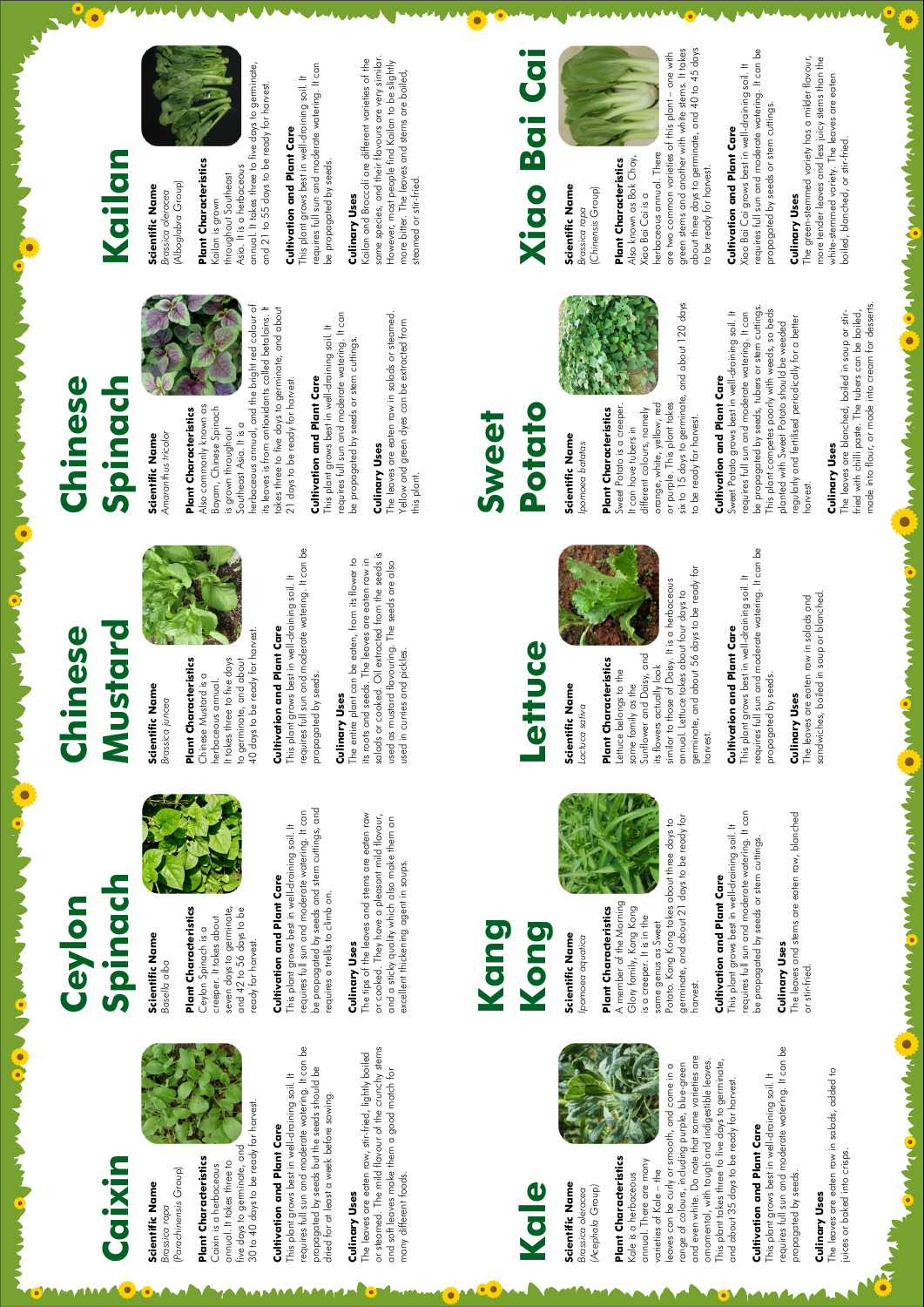## Caixin

**Scientific Name**
*Brassica rapa (Parachinensis Group)*

**Plant Characteristics**
Caixin is a herbaceous annual. It takes three to five days to germinate, and 30 to 40 days to be ready for harvest.

**Cultivation and Plant Care**
This plant grows best in well-draining soil. It requires full sun and moderate watering. It can be propagated by seeds but the seeds should be dried for at least a week before sowing.

**Culinary Uses**
The leaves are eaten raw, stir-fried, lightly boiled or steamed. The mild flavour of the crunchy stems and soft leaves make them a good match for many different foods.

## Ceylon Spinach

**Scientific Name**
*Basella alba*

**Plant Characteristics**
Ceylon Spinach is a creeper. It takes about seven days to germinate, and 42 to 56 days to be ready for harvest.

**Cultivation and Plant Care**
This plant grows best in well-draining soil. It requires full sun and moderate watering. It can be propagated by seeds and stem cuttings, and requires a trellis to climb on.

**Culinary Uses**
The tips of the leaves and stems are eaten raw or cooked. They have a pleasant mild flavour, and a sticky quality which also make them an excellent thickening agent in soups.

## Chinese Mustard

**Scientific Name**
*Brassica juncea*

**Plant Characteristics**
Chinese Mustard is a herbaceous annual. It takes three to five days to germinate, and about 40 days to be ready for harvest.

**Cultivation and Plant Care**
This plant grows best in well-draining soil. It requires full sun and moderate watering. It can be propagated by seeds.

**Culinary Uses**
The entire plant can be eaten, from its flower to its roots and seeds. The leaves are eaten raw in salads or cooked. Oil extracted from the seeds is used as mustard flavouring. The seeds are also used in curries and pickles.

## Chinese Spinach

**Scientific Name**
*Amaranthus tricolor*

**Plant Characteristics**
Also commonly known as Bayam, Chinese Spinach is grown throughout Southeast Asia. It is a herbaceous annual, and the bright red colour of its leaves is from antioxidants called betalains. It takes three to five days to germinate, and about 21 days to be ready for harvest.

**Cultivation and Plant Care**
This plant grows best in well-draining soil. It requires full sun and moderate watering. It can be propagated by seeds or stem cuttings.

**Culinary Uses**
The leaves are eaten raw in salads or steamed. Yellow and green dyes can be extracted from this plant.

## Kailan

**Scientific Name**
*Brassica oleracea (Alboglabra Group)*

**Plant Characteristics**
Kailan is grown throughout Southeast Asia. It is a herbaceous annual. It takes three to five days to germinate, and 21 to 55 days to be ready for harvest.

**Cultivation and Plant Care**
This plant grows best in well-draining soil. It requires full sun and moderate watering. It can be propagated by seeds.

**Culinary Uses**
Kailan and Broccoli are different varieties of the same species, and their flavours are very similar. However, most people find Kailan to be slightly more bitter. The leaves and stems are boiled, steamed or stir-fried.

## Kale

**Scientific Name**
*Brassica oleracea (Acephala Group)*

**Plant Characteristics**
Kale is a herbaceous annual. There are many varieties of Kale – the leaves can be curly or smooth, and come in a range of colours, including purple, blue-green and even white. Do note that some varieties are ornamental, with tough and indigestible leaves. This plant takes three to five days to germinate, and about 35 days to be ready for harvest.

**Cultivation and Plant Care**
This plant grows best in well-draining soil. It requires full sun and moderate watering. It can be propagated by seeds.

**Culinary Uses**
The leaves are eaten raw in salads, added to juices or baked into crisps.

## Kang Kong

**Scientific Name**
*Ipomoea aquatica*

**Plant Characteristics**
A member of the Morning Glory family, Kang Kong is a creeper. It is in the same genus as Sweet Potato. Kang Kong takes about three days to germinate, and about 21 days to be ready for harvest.

**Cultivation and Plant Care**
This plant grows best in well-draining soil. It requires full sun and moderate watering. It can be propagated by seeds or stem cuttings.

**Culinary Uses**
The leaves and stems are eaten raw, blanched or stir-fried.

## Lettuce

**Scientific Name**
*Lactuca sativa*

**Plant Characteristics**
Lettuce belongs to the same family as the Sunflower and Daisy, and its flowers actually look similar to those of Daisy. It is a herbaceous annual. Lettuce takes about four days to germinate, and about 56 days to be ready for harvest.

**Cultivation and Plant Care**
This plant grows best in well-draining soil. It requires full sun and moderate watering. It can be propagated by seeds.

**Culinary Uses**
The leaves are eaten raw in salads and sandwiches, boiled in soup or blanched.

## Sweet Potato

**Scientific Name**
*Ipomoea batatas*

**Plant Characteristics**
Sweet Potato is a creeper. It can have tubers in different colours, namely orange, white, yellow, red or purple. This plant takes six to 15 days to germinate, and about 120 days to be ready for harvest.

**Cultivation and Plant Care**
Sweet Potato grows best in well-draining soil. It requires full sun and moderate watering. It can be propagated by seeds, tubers or stem cuttings. This plant competes poorly with weeds, so beds planted with Sweet Potato should be weeded regularly and fertilised periodically for a better harvest.

**Culinary Uses**
The leaves are blanched, boiled in soup or stir-fried with chilli paste. The tubers can be boiled, made into flour, or made into cream for desserts.

## Xiao Bai Cai

**Scientific Name**
*Brassica rapa (Chinensis Group)*

**Plant Characteristics**
Also known as Bok Choy, Xiao Bai Cai is a herbaceous annual. There are two common varieties of this plant – one with green stems and another with white stems. It takes about three days to germinate, and 40 to 45 days to be ready for harvest.

**Cultivation and Plant Care**
Xiao Bai Cai grows best in well-draining soil. It requires full sun and moderate watering. It can be propagated by seeds or stem cuttings.

**Culinary Uses**
The green-stemmed variety has a milder flavour, more tender leaves and less juicy stems than the white-stemmed variety. The leaves are eaten boiled, blanched, or stir-fried.